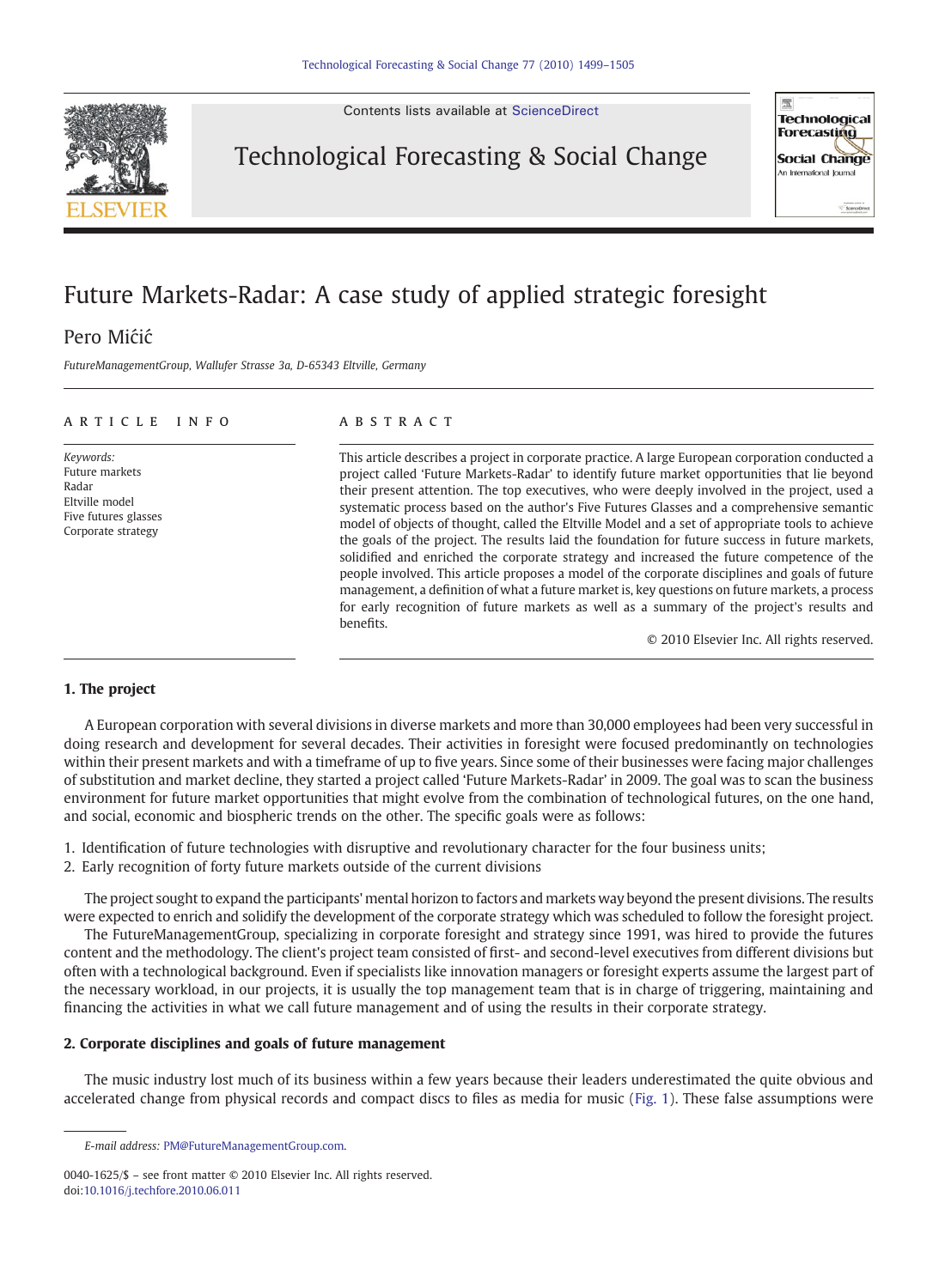# Future Markets-Radar: A case study of applied strategic foresight

Pero Mićić

*FutureManagementGroup, Wallufer Strasse 3a, D-65343 Eltville, Germany*

## ARTICLE INFO

*Keywords:*
Future markets
Radar
Eltville model
Five futures glasses
Corporate strategy

## ABSTRACT

This article describes a project in corporate practice. A large European corporation conducted a project called 'Future Markets-Radar' to identify future market opportunities that lie beyond their present attention. The top executives, who were deeply involved in the project, used a systematic process based on the author's Five Futures Glasses and a comprehensive semantic model of objects of thought, called the Eltville Model and a set of appropriate tools to achieve the goals of the project. The results laid the foundation for future success in future markets, solidified and enriched the corporate strategy and increased the future competence of the people involved. This article proposes a model of the corporate disciplines and goals of future management, a definition of what a future market is, key questions on future markets, a process for early recognition of future markets as well as a summary of the project's results and benefits.

© 2010 Elsevier Inc. All rights reserved.

## 1. The project

A European corporation with several divisions in diverse markets and more than 30,000 employees had been very successful in doing research and development for several decades. Their activities in foresight were focused predominantly on technologies within their present markets and with a timeframe of up to five years. Since some of their businesses were facing major challenges of substitution and market decline, they started a project called 'Future Markets-Radar' in 2009. The goal was to scan the business environment for future market opportunities that might evolve from the combination of technological futures, on the one hand, and social, economic and biospheric trends on the other. The specific goals were as follows:

1. Identification of future technologies with disruptive and revolutionary character for the four business units;
2. Early recognition of forty future markets outside of the current divisions

The project sought to expand the participants' mental horizon to factors and markets way beyond the present divisions. The results were expected to enrich and solidify the development of the corporate strategy which was scheduled to follow the foresight project.

The FutureManagementGroup, specializing in corporate foresight and strategy since 1991, was hired to provide the futures content and the methodology. The client's project team consisted of first- and second-level executives from different divisions but often with a technological background. Even if specialists like innovation managers or foresight experts assume the largest part of the necessary workload, in our projects, it is usually the top management team that is in charge of triggering, maintaining and financing the activities in what we call future management and of using the results in their corporate strategy.

## 2. Corporate disciplines and goals of future management

The music industry lost much of its business within a few years because their leaders underestimated the quite obvious and accelerated change from physical records and compact discs to files as media for music (Fig. 1). These false assumptions were

*E-mail address:* PM@FutureManagementGroup.com.

0040-1625/$ – see front matter © 2010 Elsevier Inc. All rights reserved.
doi:10.1016/j.techfore.2010.06.011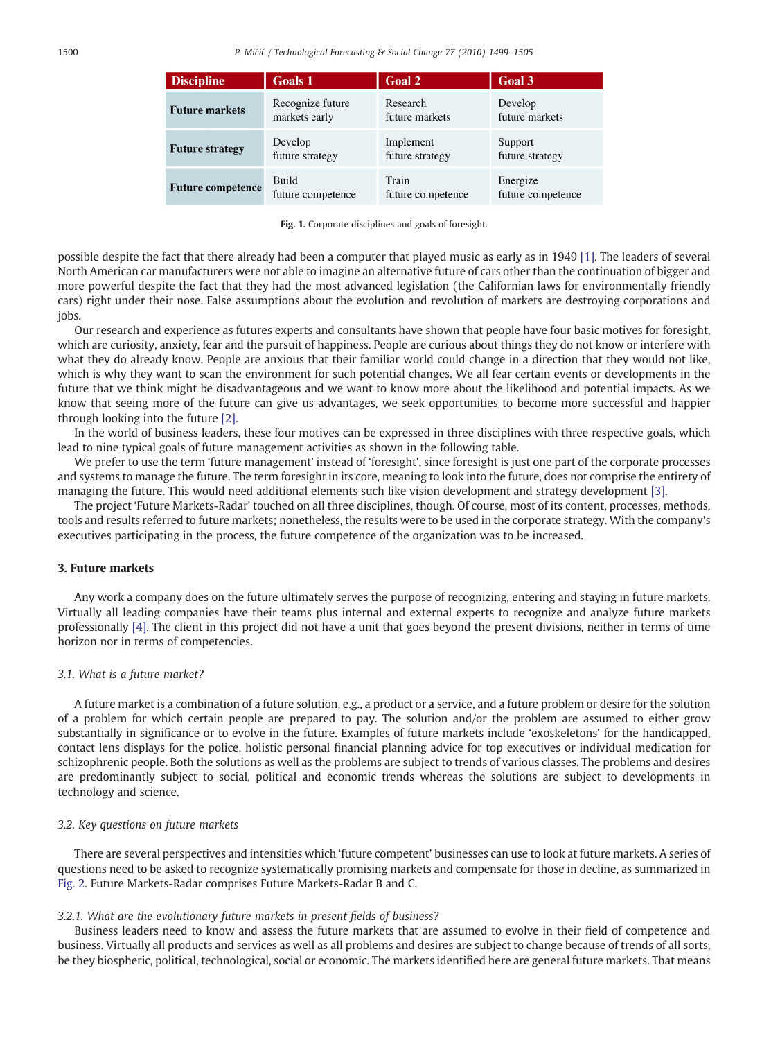| Discipline | Goals 1 | Goal 2 | Goal 3 |
|---|---|---|---|
| **Future markets** | Recognize future markets early | Research future markets | Develop future markets |
| **Future strategy** | Develop future strategy | Implement future strategy | Support future strategy |
| **Future competence** | Build future competence | Train future competence | Energize future competence |

**Fig. 1.** Corporate disciplines and goals of foresight.

possible despite the fact that there already had been a computer that played music as early as in 1949 [1]. The leaders of several North American car manufacturers were not able to imagine an alternative future of cars other than the continuation of bigger and more powerful despite the fact that they had the most advanced legislation (the Californian laws for environmentally friendly cars) right under their nose. False assumptions about the evolution and revolution of markets are destroying corporations and jobs.

Our research and experience as futures experts and consultants have shown that people have four basic motives for foresight, which are curiosity, anxiety, fear and the pursuit of happiness. People are curious about things they do not know or interfere with what they do already know. People are anxious that their familiar world could change in a direction that they would not like, which is why they want to scan the environment for such potential changes. We all fear certain events or developments in the future that we think might be disadvantageous and we want to know more about the likelihood and potential impacts. As we know that seeing more of the future can give us advantages, we seek opportunities to become more successful and happier through looking into the future [2].

In the world of business leaders, these four motives can be expressed in three disciplines with three respective goals, which lead to nine typical goals of future management activities as shown in the following table.

We prefer to use the term 'future management' instead of 'foresight', since foresight is just one part of the corporate processes and systems to manage the future. The term foresight in its core, meaning to look into the future, does not comprise the entirety of managing the future. This would need additional elements such like vision development and strategy development [3].

The project 'Future Markets-Radar' touched on all three disciplines, though. Of course, most of its content, processes, methods, tools and results referred to future markets; nonetheless, the results were to be used in the corporate strategy. With the company's executives participating in the process, the future competence of the organization was to be increased.

## 3. Future markets

Any work a company does on the future ultimately serves the purpose of recognizing, entering and staying in future markets. Virtually all leading companies have their teams plus internal and external experts to recognize and analyze future markets professionally [4]. The client in this project did not have a unit that goes beyond the present divisions, neither in terms of time horizon nor in terms of competencies.

### 3.1. What is a future market?

A future market is a combination of a future solution, e.g., a product or a service, and a future problem or desire for the solution of a problem for which certain people are prepared to pay. The solution and/or the problem are assumed to either grow substantially in significance or to evolve in the future. Examples of future markets include 'exoskeletons' for the handicapped, contact lens displays for the police, holistic personal financial planning advice for top executives or individual medication for schizophrenic people. Both the solutions as well as the problems are subject to trends of various classes. The problems and desires are predominantly subject to social, political and economic trends whereas the solutions are subject to developments in technology and science.

### 3.2. Key questions on future markets

There are several perspectives and intensities which 'future competent' businesses can use to look at future markets. A series of questions need to be asked to recognize systematically promising markets and compensate for those in decline, as summarized in Fig. 2. Future Markets-Radar comprises Future Markets-Radar B and C.

#### 3.2.1. What are the evolutionary future markets in present fields of business?

Business leaders need to know and assess the future markets that are assumed to evolve in their field of competence and business. Virtually all products and services as well as all problems and desires are subject to change because of trends of all sorts, be they biospheric, political, technological, social or economic. The markets identified here are general future markets. That means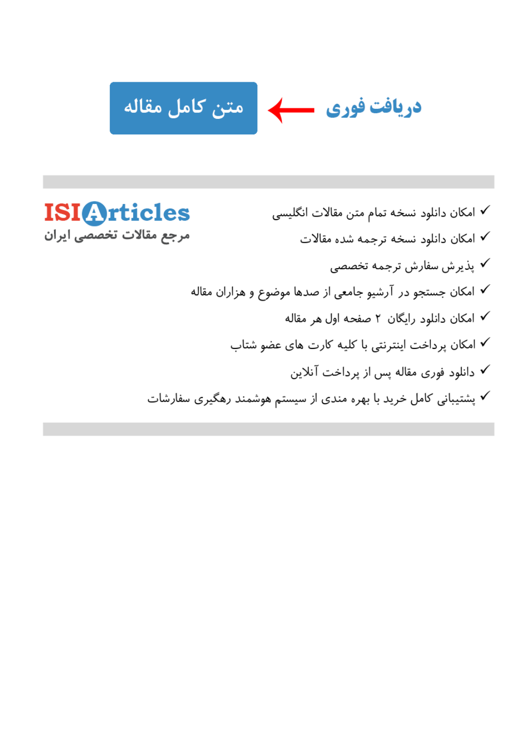دریافت فوری ← متن کامل مقاله

**ISIArticles**
مرجع مقالات تخصصی ایران

- ✓ امکان دانلود نسخه تمام متن مقالات انگلیسی
- ✓ امکان دانلود نسخه ترجمه شده مقالات
- ✓ پذیرش سفارش ترجمه تخصصی
- ✓ امکان جستجو در آرشیو جامعی از صدها موضوع و هزاران مقاله
- ✓ امکان دانلود رایگان ۲ صفحه اول هر مقاله
- ✓ امکان پرداخت اینترنتی با کلیه کارت های عضو شتاب
- ✓ دانلود فوری مقاله پس از پرداخت آنلاین
- ✓ پشتیبانی کامل خرید با بهره مندی از سیستم هوشمند رهگیری سفارشات